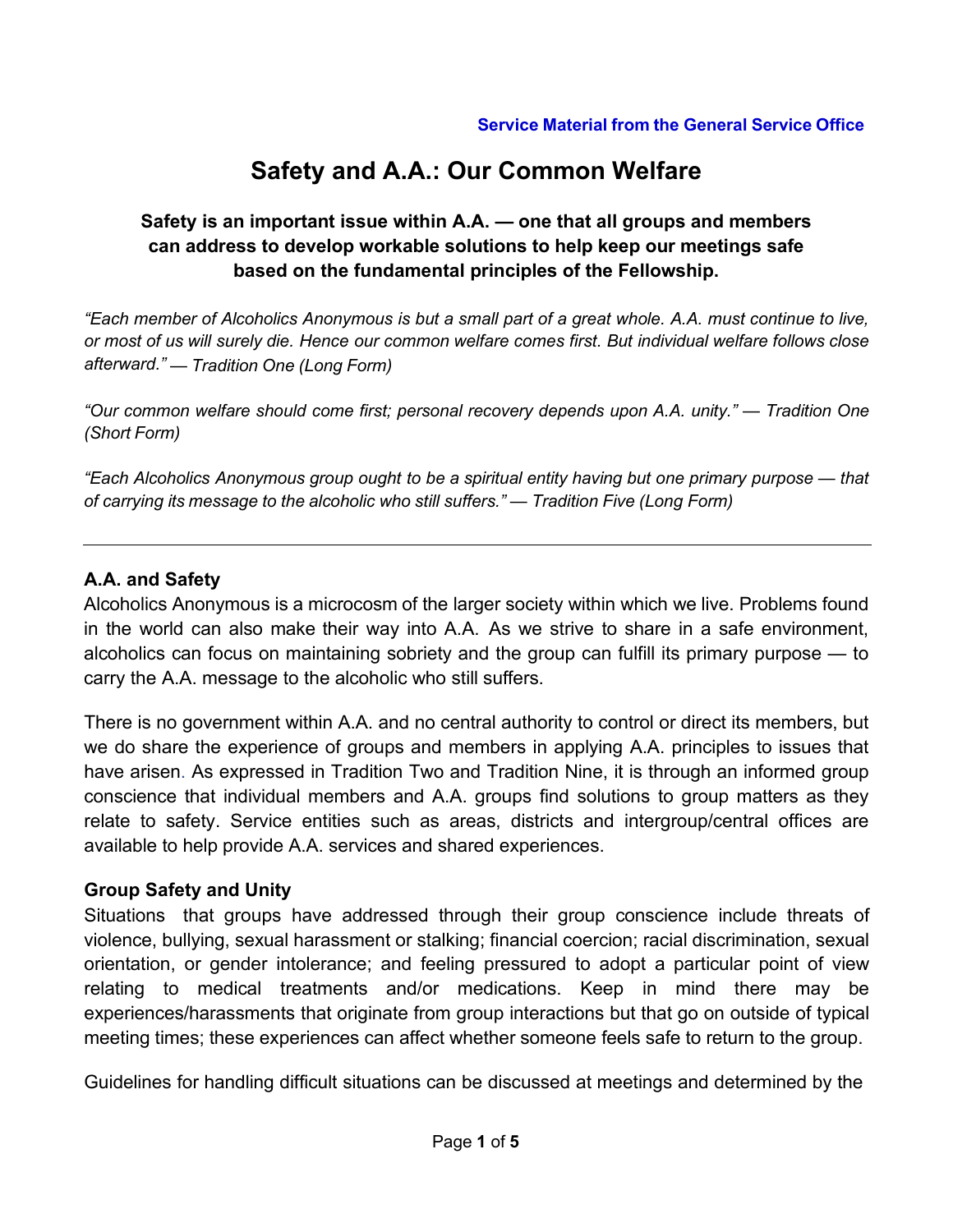Service Material from the General Service Office

# Safety and A.A.: Our Common Welfare

**Safety is an important issue within A.A. — one that all groups and members can address to develop workable solutions to help keep our meetings safe based on the fundamental principles of the Fellowship.**

*"Each member of Alcoholics Anonymous is but a small part of a great whole. A.A. must continue to live, or most of us will surely die. Hence our common welfare comes first. But individual welfare follows close afterward." — Tradition One (Long Form)*

*"Our common welfare should come first; personal recovery depends upon A.A. unity." — Tradition One (Short Form)*

*"Each Alcoholics Anonymous group ought to be a spiritual entity having but one primary purpose — that of carrying its message to the alcoholic who still suffers." — Tradition Five (Long Form)*

---

### A.A. and Safety

Alcoholics Anonymous is a microcosm of the larger society within which we live. Problems found in the world can also make their way into A.A. As we strive to share in a safe environment, alcoholics can focus on maintaining sobriety and the group can fulfill its primary purpose — to carry the A.A. message to the alcoholic who still suffers.

There is no government within A.A. and no central authority to control or direct its members, but we do share the experience of groups and members in applying A.A. principles to issues that have arisen. As expressed in Tradition Two and Tradition Nine, it is through an informed group conscience that individual members and A.A. groups find solutions to group matters as they relate to safety. Service entities such as areas, districts and intergroup/central offices are available to help provide A.A. services and shared experiences.

### Group Safety and Unity

Situations that groups have addressed through their group conscience include threats of violence, bullying, sexual harassment or stalking; financial coercion; racial discrimination, sexual orientation, or gender intolerance; and feeling pressured to adopt a particular point of view relating to medical treatments and/or medications. Keep in mind there may be experiences/harassments that originate from group interactions but that go on outside of typical meeting times; these experiences can affect whether someone feels safe to return to the group.

Guidelines for handling difficult situations can be discussed at meetings and determined by the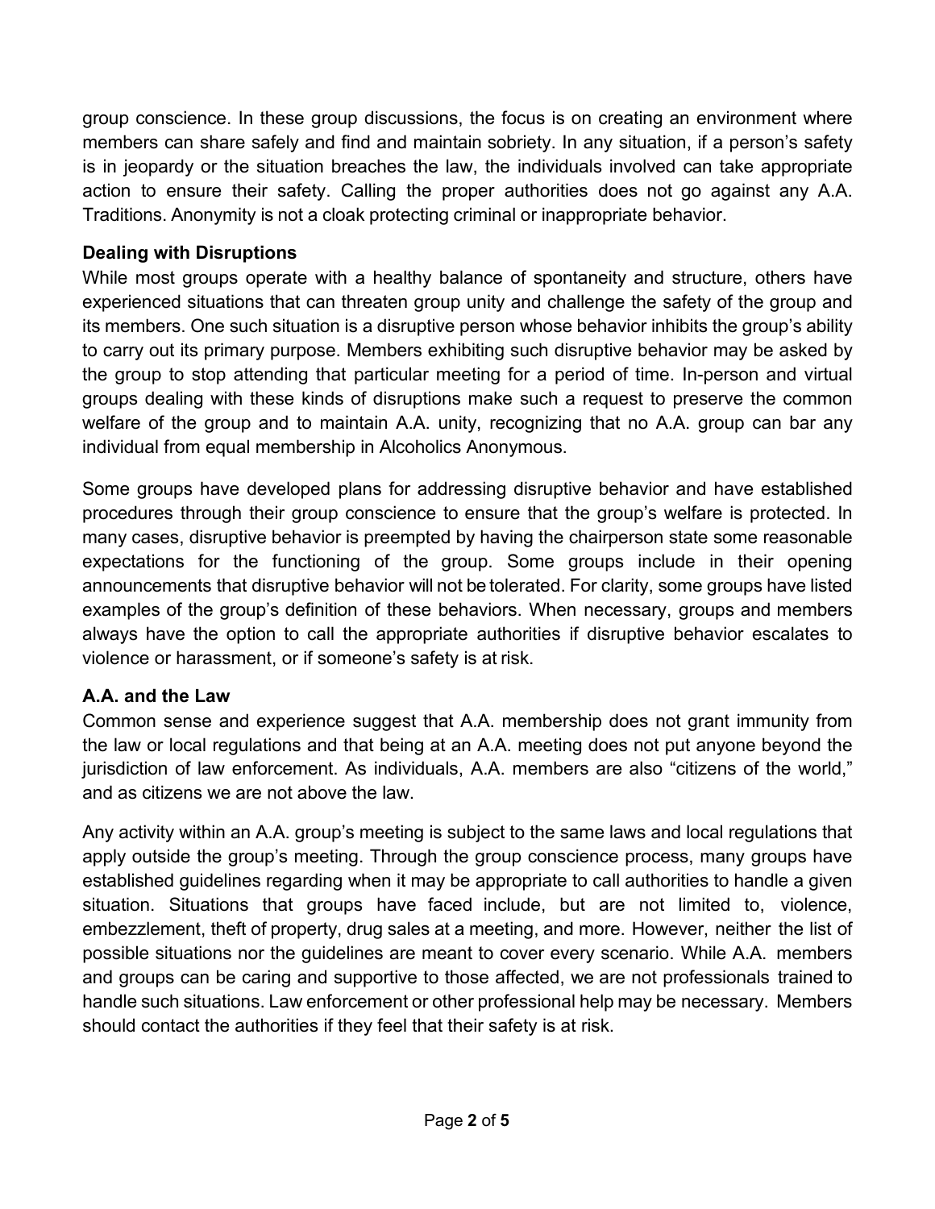group conscience. In these group discussions, the focus is on creating an environment where members can share safely and find and maintain sobriety. In any situation, if a person's safety is in jeopardy or the situation breaches the law, the individuals involved can take appropriate action to ensure their safety. Calling the proper authorities does not go against any A.A. Traditions. Anonymity is not a cloak protecting criminal or inappropriate behavior.

### Dealing with Disruptions

While most groups operate with a healthy balance of spontaneity and structure, others have experienced situations that can threaten group unity and challenge the safety of the group and its members. One such situation is a disruptive person whose behavior inhibits the group's ability to carry out its primary purpose. Members exhibiting such disruptive behavior may be asked by the group to stop attending that particular meeting for a period of time. In-person and virtual groups dealing with these kinds of disruptions make such a request to preserve the common welfare of the group and to maintain A.A. unity, recognizing that no A.A. group can bar any individual from equal membership in Alcoholics Anonymous.

Some groups have developed plans for addressing disruptive behavior and have established procedures through their group conscience to ensure that the group's welfare is protected. In many cases, disruptive behavior is preempted by having the chairperson state some reasonable expectations for the functioning of the group. Some groups include in their opening announcements that disruptive behavior will not be tolerated. For clarity, some groups have listed examples of the group's definition of these behaviors. When necessary, groups and members always have the option to call the appropriate authorities if disruptive behavior escalates to violence or harassment, or if someone's safety is at risk.

### A.A. and the Law

Common sense and experience suggest that A.A. membership does not grant immunity from the law or local regulations and that being at an A.A. meeting does not put anyone beyond the jurisdiction of law enforcement. As individuals, A.A. members are also "citizens of the world," and as citizens we are not above the law.

Any activity within an A.A. group's meeting is subject to the same laws and local regulations that apply outside the group's meeting. Through the group conscience process, many groups have established guidelines regarding when it may be appropriate to call authorities to handle a given situation. Situations that groups have faced include, but are not limited to, violence, embezzlement, theft of property, drug sales at a meeting, and more. However, neither the list of possible situations nor the guidelines are meant to cover every scenario. While A.A. members and groups can be caring and supportive to those affected, we are not professionals trained to handle such situations. Law enforcement or other professional help may be necessary. Members should contact the authorities if they feel that their safety is at risk.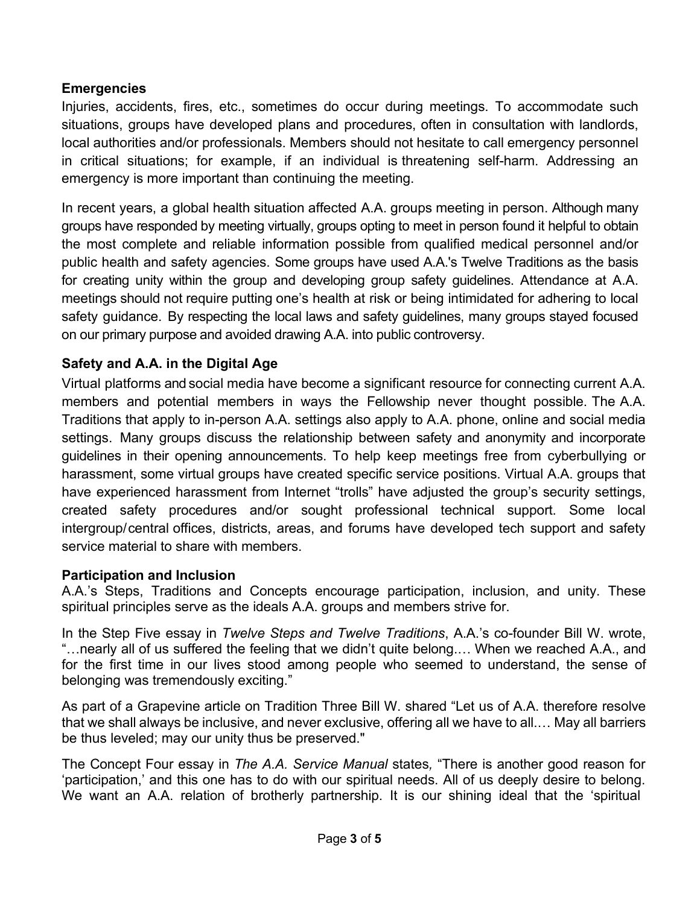## Emergencies

Injuries, accidents, fires, etc., sometimes do occur during meetings. To accommodate such situations, groups have developed plans and procedures, often in consultation with landlords, local authorities and/or professionals. Members should not hesitate to call emergency personnel in critical situations; for example, if an individual is threatening self-harm. Addressing an emergency is more important than continuing the meeting.

In recent years, a global health situation affected A.A. groups meeting in person. Although many groups have responded by meeting virtually, groups opting to meet in person found it helpful to obtain the most complete and reliable information possible from qualified medical personnel and/or public health and safety agencies. Some groups have used A.A.'s Twelve Traditions as the basis for creating unity within the group and developing group safety guidelines. Attendance at A.A. meetings should not require putting one's health at risk or being intimidated for adhering to local safety guidance. By respecting the local laws and safety guidelines, many groups stayed focused on our primary purpose and avoided drawing A.A. into public controversy.

## Safety and A.A. in the Digital Age

Virtual platforms and social media have become a significant resource for connecting current A.A. members and potential members in ways the Fellowship never thought possible. The A.A. Traditions that apply to in-person A.A. settings also apply to A.A. phone, online and social media settings. Many groups discuss the relationship between safety and anonymity and incorporate guidelines in their opening announcements. To help keep meetings free from cyberbullying or harassment, some virtual groups have created specific service positions. Virtual A.A. groups that have experienced harassment from Internet "trolls" have adjusted the group's security settings, created safety procedures and/or sought professional technical support. Some local intergroup/central offices, districts, areas, and forums have developed tech support and safety service material to share with members.

## Participation and Inclusion

A.A.'s Steps, Traditions and Concepts encourage participation, inclusion, and unity. These spiritual principles serve as the ideals A.A. groups and members strive for.

In the Step Five essay in *Twelve Steps and Twelve Traditions*, A.A.'s co-founder Bill W. wrote, "…nearly all of us suffered the feeling that we didn't quite belong.… When we reached A.A., and for the first time in our lives stood among people who seemed to understand, the sense of belonging was tremendously exciting."

As part of a Grapevine article on Tradition Three Bill W. shared "Let us of A.A. therefore resolve that we shall always be inclusive, and never exclusive, offering all we have to all.… May all barriers be thus leveled; may our unity thus be preserved."

The Concept Four essay in *The A.A. Service Manual* states, "There is another good reason for 'participation,' and this one has to do with our spiritual needs. All of us deeply desire to belong. We want an A.A. relation of brotherly partnership. It is our shining ideal that the 'spiritual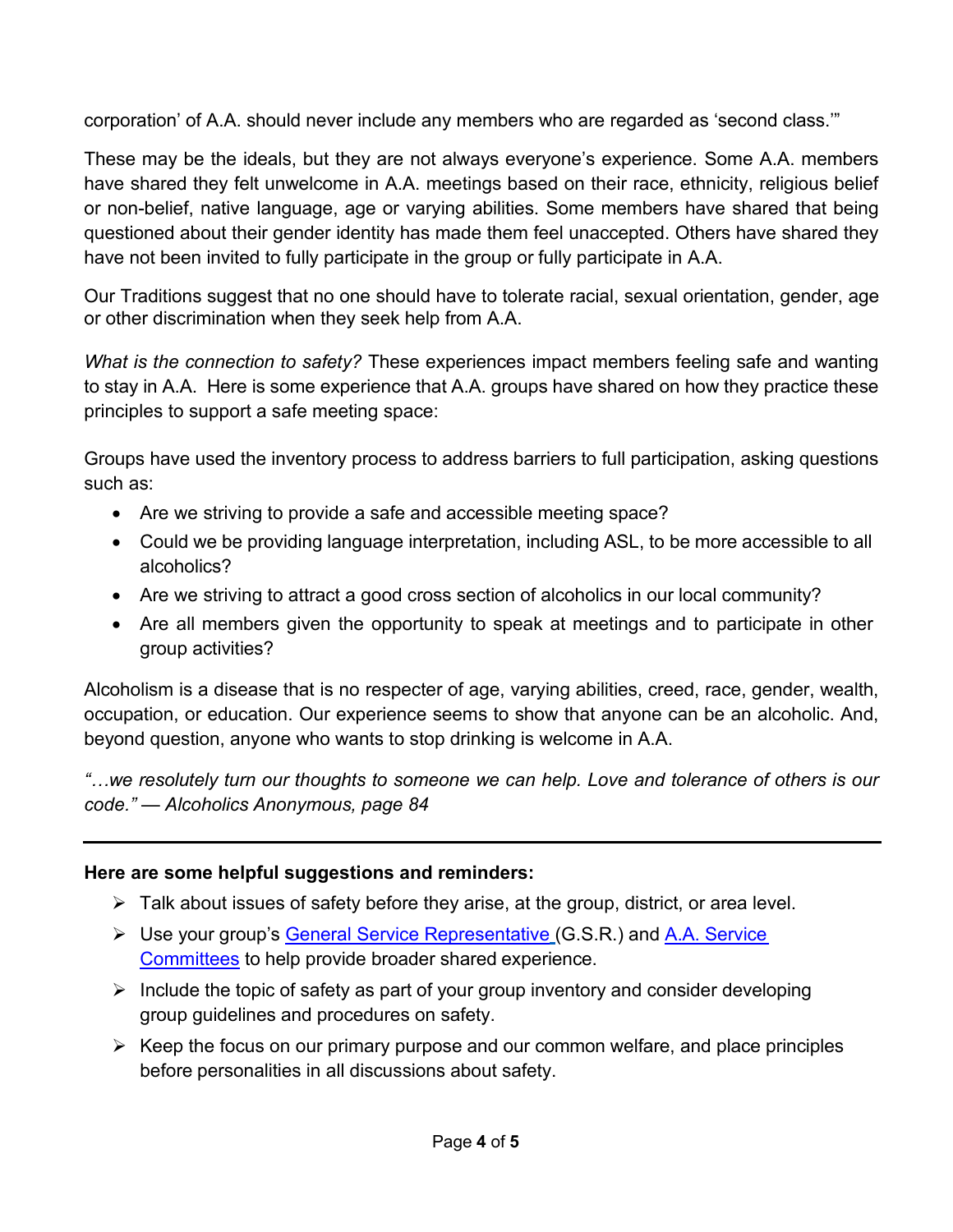corporation' of A.A. should never include any members who are regarded as 'second class.'"

These may be the ideals, but they are not always everyone's experience. Some A.A. members have shared they felt unwelcome in A.A. meetings based on their race, ethnicity, religious belief or non-belief, native language, age or varying abilities. Some members have shared that being questioned about their gender identity has made them feel unaccepted. Others have shared they have not been invited to fully participate in the group or fully participate in A.A.

Our Traditions suggest that no one should have to tolerate racial, sexual orientation, gender, age or other discrimination when they seek help from A.A.

*What is the connection to safety?* These experiences impact members feeling safe and wanting to stay in A.A. Here is some experience that A.A. groups have shared on how they practice these principles to support a safe meeting space:

Groups have used the inventory process to address barriers to full participation, asking questions such as:

- Are we striving to provide a safe and accessible meeting space?
- Could we be providing language interpretation, including ASL, to be more accessible to all alcoholics?
- Are we striving to attract a good cross section of alcoholics in our local community?
- Are all members given the opportunity to speak at meetings and to participate in other group activities?

Alcoholism is a disease that is no respecter of age, varying abilities, creed, race, gender, wealth, occupation, or education. Our experience seems to show that anyone can be an alcoholic. And, beyond question, anyone who wants to stop drinking is welcome in A.A.

*"…we resolutely turn our thoughts to someone we can help. Love and tolerance of others is our code." — Alcoholics Anonymous, page 84*

---

**Here are some helpful suggestions and reminders:**

- Talk about issues of safety before they arise, at the group, district, or area level.
- Use your group's General Service Representative (G.S.R.) and A.A. Service Committees to help provide broader shared experience.
- Include the topic of safety as part of your group inventory and consider developing group guidelines and procedures on safety.
- Keep the focus on our primary purpose and our common welfare, and place principles before personalities in all discussions about safety.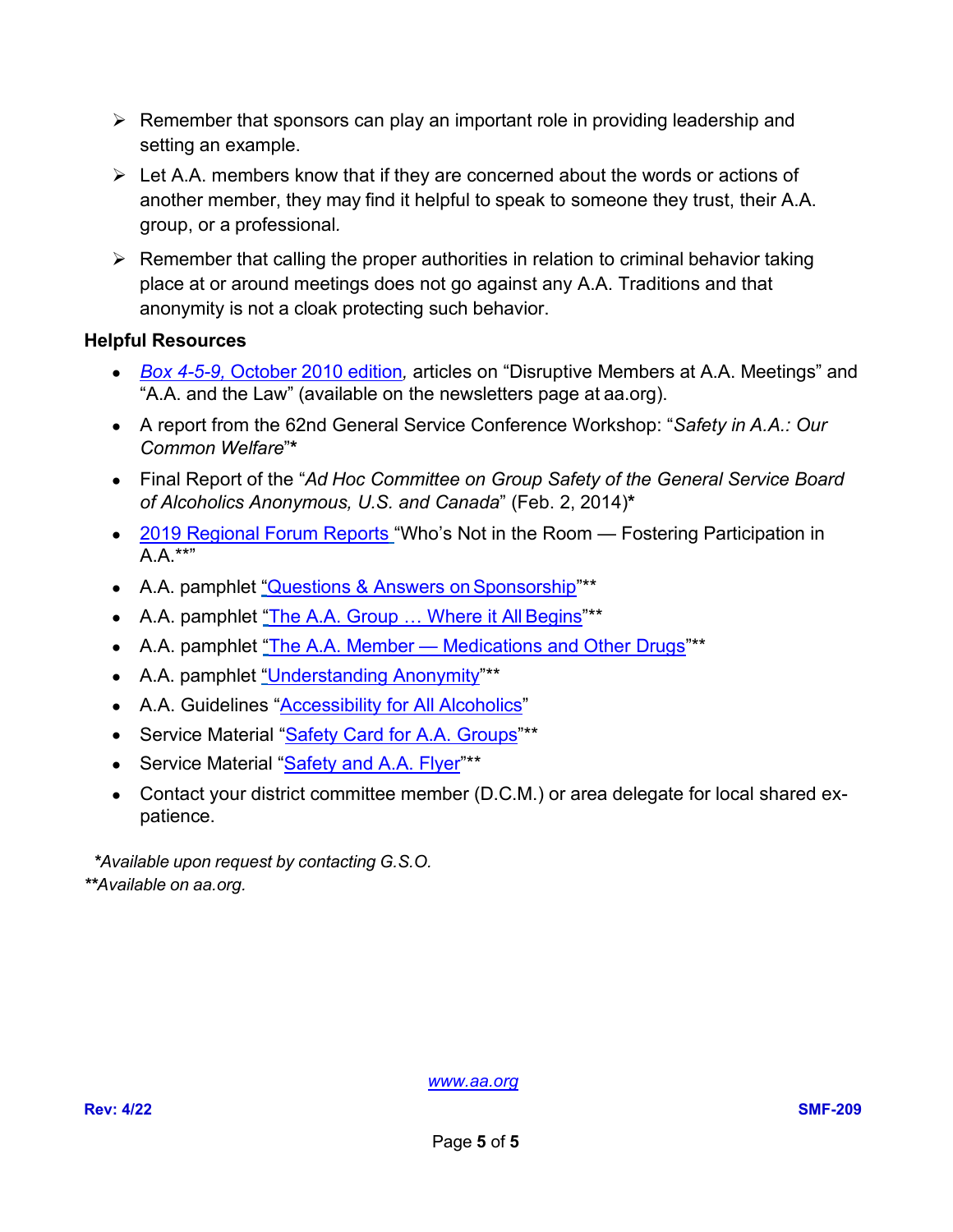- Remember that sponsors can play an important role in providing leadership and setting an example.
- Let A.A. members know that if they are concerned about the words or actions of another member, they may find it helpful to speak to someone they trust, their A.A. group, or a professional.
- Remember that calling the proper authorities in relation to criminal behavior taking place at or around meetings does not go against any A.A. Traditions and that anonymity is not a cloak protecting such behavior.

**Helpful Resources**

- *Box 4-5-9,* October 2010 edition, articles on "Disruptive Members at A.A. Meetings" and "A.A. and the Law" (available on the newsletters page at aa.org).
- A report from the 62nd General Service Conference Workshop: "*Safety in A.A.: Our Common Welfare*"*
- Final Report of the "*Ad Hoc Committee on Group Safety of the General Service Board of Alcoholics Anonymous, U.S. and Canada*" (Feb. 2, 2014)*
- 2019 Regional Forum Reports "Who's Not in the Room — Fostering Participation in A.A.**"
- A.A. pamphlet "Questions & Answers on Sponsorship"**
- A.A. pamphlet "The A.A. Group … Where it All Begins"**
- A.A. pamphlet "The A.A. Member — Medications and Other Drugs"**
- A.A. pamphlet "Understanding Anonymity"**
- A.A. Guidelines "Accessibility for All Alcoholics"
- Service Material "Safety Card for A.A. Groups"**
- Service Material "Safety and A.A. Flyer"**
- Contact your district committee member (D.C.M.) or area delegate for local shared ex-patience.

*\*Available upon request by contacting G.S.O.*
*\*\*Available on aa.org.*

*www.aa.org*

**Rev: 4/22** **SMF-209**